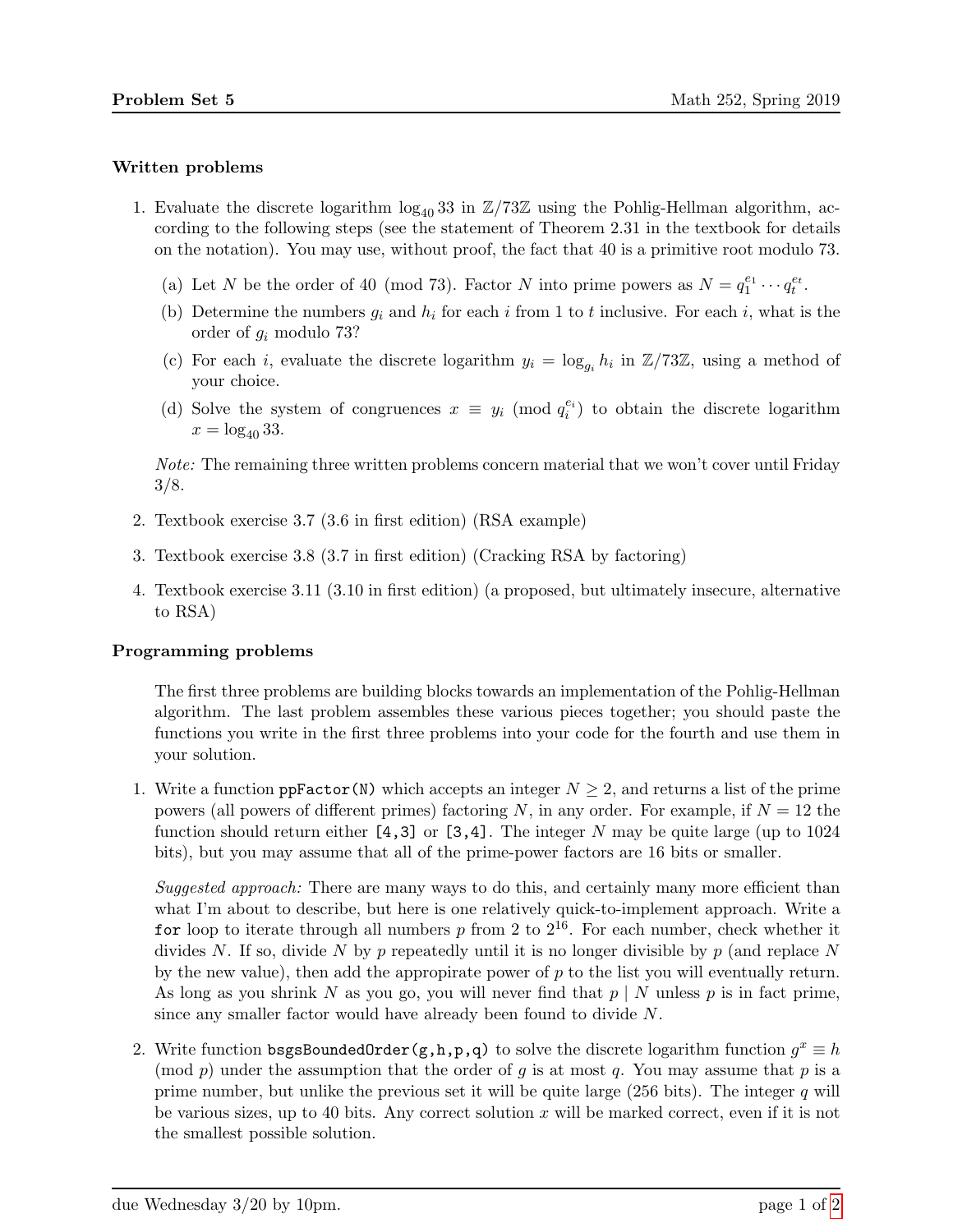### Written problems

1. Evaluate the discrete logarithm $\log_{40} 33$ in $\mathbb{Z}/73\mathbb{Z}$ using the Pohlig-Hellman algorithm, according to the following steps (see the statement of Theorem 2.31 in the textbook for details on the notation). You may use, without proof, the fact that 40 is a primitive root modulo 73.

   (a) Let $N$ be the order of 40 (mod 73). Factor $N$ into prime powers as $N = q_1^{e_1} \cdots q_t^{e_t}$.

   (b) Determine the numbers $g_i$ and $h_i$ for each $i$ from 1 to $t$ inclusive. For each $i$, what is the order of $g_i$ modulo 73?

   (c) For each $i$, evaluate the discrete logarithm $y_i = \log_{g_i} h_i$ in $\mathbb{Z}/73\mathbb{Z}$, using a method of your choice.

   (d) Solve the system of congruences $x \equiv y_i \pmod{q_i^{e_i}}$ to obtain the discrete logarithm $x = \log_{40} 33$.

   *Note:* The remaining three written problems concern material that we won't cover until Friday 3/8.

2. Textbook exercise 3.7 (3.6 in first edition) (RSA example)

3. Textbook exercise 3.8 (3.7 in first edition) (Cracking RSA by factoring)

4. Textbook exercise 3.11 (3.10 in first edition) (a proposed, but ultimately insecure, alternative to RSA)

### Programming problems

The first three problems are building blocks towards an implementation of the Pohlig-Hellman algorithm. The last problem assembles these various pieces together; you should paste the functions you write in the first three problems into your code for the fourth and use them in your solution.

1. Write a function `ppFactor(N)` which accepts an integer $N \geq 2$, and returns a list of the prime powers (all powers of different primes) factoring $N$, in any order. For example, if $N = 12$ the function should return either `[4,3]` or `[3,4]`. The integer $N$ may be quite large (up to 1024 bits), but you may assume that all of the prime-power factors are 16 bits or smaller.

   *Suggested approach:* There are many ways to do this, and certainly many more efficient than what I'm about to describe, but here is one relatively quick-to-implement approach. Write a `for` loop to iterate through all numbers $p$ from 2 to $2^{16}$. For each number, check whether it divides $N$. If so, divide $N$ by $p$ repeatedly until it is no longer divisible by $p$ (and replace $N$ by the new value), then add the appropirate power of $p$ to the list you will eventually return. As long as you shrink $N$ as you go, you will never find that $p \mid N$ unless $p$ is in fact prime, since any smaller factor would have already been found to divide $N$.

2. Write function `bsgsBoundedOrder(g,h,p,q)` to solve the discrete logarithm function $g^x \equiv h \pmod{p}$ under the assumption that the order of $g$ is at most $q$. You may assume that $p$ is a prime number, but unlike the previous set it will be quite large (256 bits). The integer $q$ will be various sizes, up to 40 bits. Any correct solution $x$ will be marked correct, even if it is not the smallest possible solution.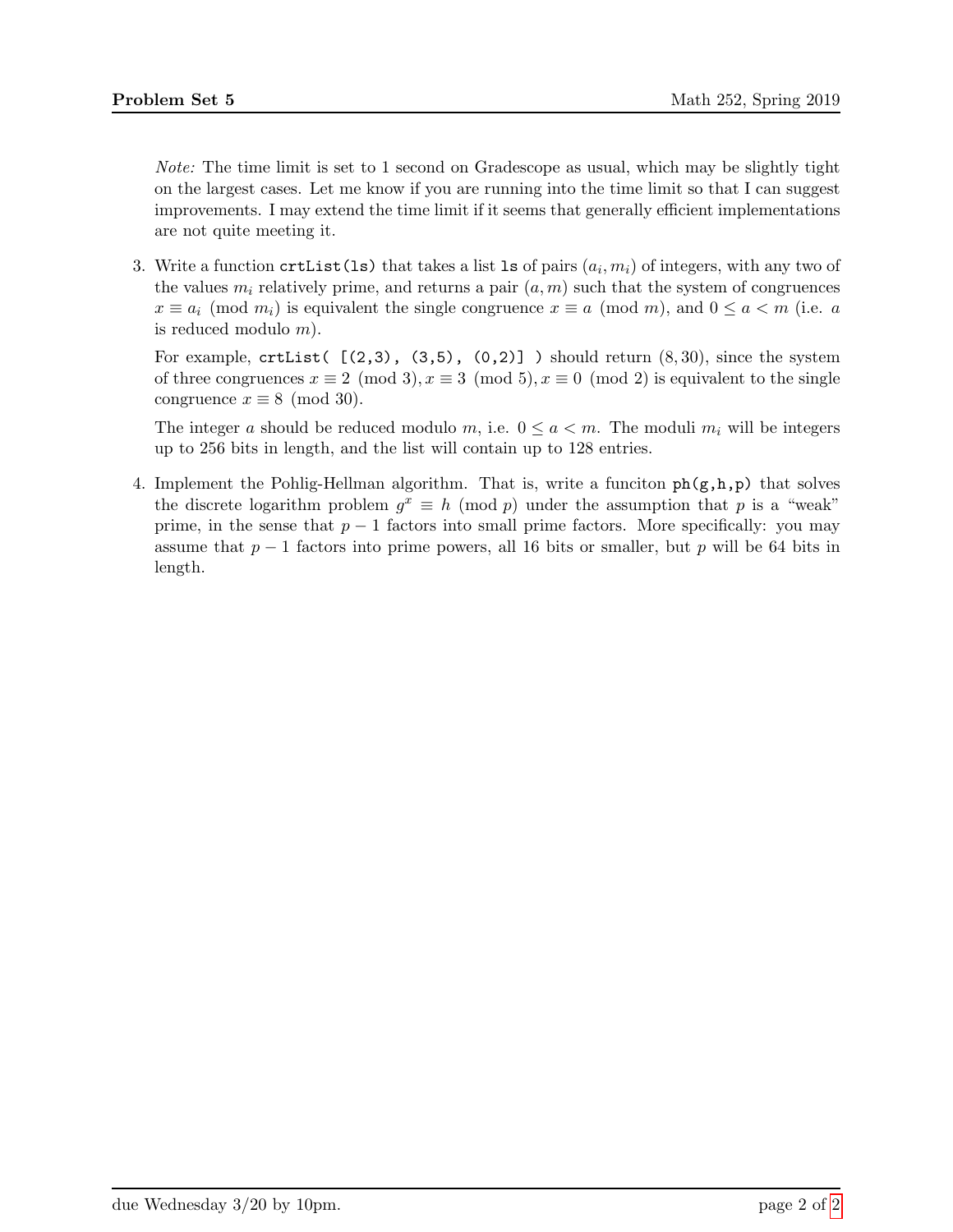*Note:* The time limit is set to 1 second on Gradescope as usual, which may be slightly tight on the largest cases. Let me know if you are running into the time limit so that I can suggest improvements. I may extend the time limit if it seems that generally efficient implementations are not quite meeting it.

3. Write a function `crtList(ls)` that takes a list `ls` of pairs $(a_i, m_i)$ of integers, with any two of the values $m_i$ relatively prime, and returns a pair $(a, m)$ such that the system of congruences $x \equiv a_i \pmod{m_i}$ is equivalent the single congruence $x \equiv a \pmod{m}$, and $0 \leq a < m$ (i.e. $a$ is reduced modulo $m$).

   For example, `crtList( [(2,3), (3,5), (0,2)] )` should return $(8, 30)$, since the system of three congruences $x \equiv 2 \pmod{3}, x \equiv 3 \pmod{5}, x \equiv 0 \pmod{2}$ is equivalent to the single congruence $x \equiv 8 \pmod{30}$.

   The integer $a$ should be reduced modulo $m$, i.e. $0 \leq a < m$. The moduli $m_i$ will be integers up to 256 bits in length, and the list will contain up to 128 entries.

4. Implement the Pohlig-Hellman algorithm. That is, write a funciton `ph(g,h,p)` that solves the discrete logarithm problem $g^x \equiv h \pmod{p}$ under the assumption that $p$ is a "weak" prime, in the sense that $p - 1$ factors into small prime factors. More specifically: you may assume that $p - 1$ factors into prime powers, all 16 bits or smaller, but $p$ will be 64 bits in length.